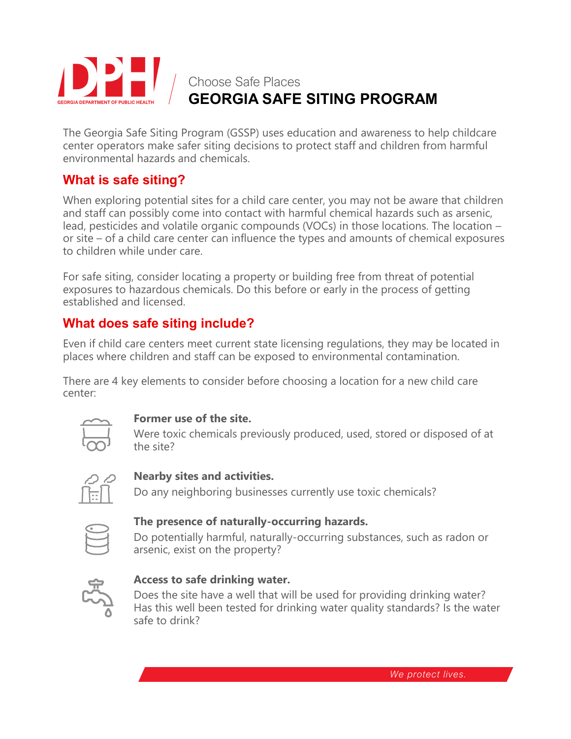Choose Safe Places

# GEORGIA SAFE SITING PROGRAM

The Georgia Safe Siting Program (GSSP) uses education and awareness to help childcare center operators make safer siting decisions to protect staff and children from harmful environmental hazards and chemicals.

## What is safe siting?

When exploring potential sites for a child care center, you may not be aware that children and staff can possibly come into contact with harmful chemical hazards such as arsenic, lead, pesticides and volatile organic compounds (VOCs) in those locations. The location – or site – of a child care center can influence the types and amounts of chemical exposures to children while under care.

For safe siting, consider locating a property or building free from threat of potential exposures to hazardous chemicals. Do this before or early in the process of getting established and licensed.

## What does safe siting include?

Even if child care centers meet current state licensing regulations, they may be located in places where children and staff can be exposed to environmental contamination.

There are 4 key elements to consider before choosing a location for a new child care center:

**Former use of the site.**
Were toxic chemicals previously produced, used, stored or disposed of at the site?

**Nearby sites and activities.**
Do any neighboring businesses currently use toxic chemicals?

**The presence of naturally-occurring hazards.**
Do potentially harmful, naturally-occurring substances, such as radon or arsenic, exist on the property?

**Access to safe drinking water.**
Does the site have a well that will be used for providing drinking water? Has this well been tested for drinking water quality standards? Is the water safe to drink?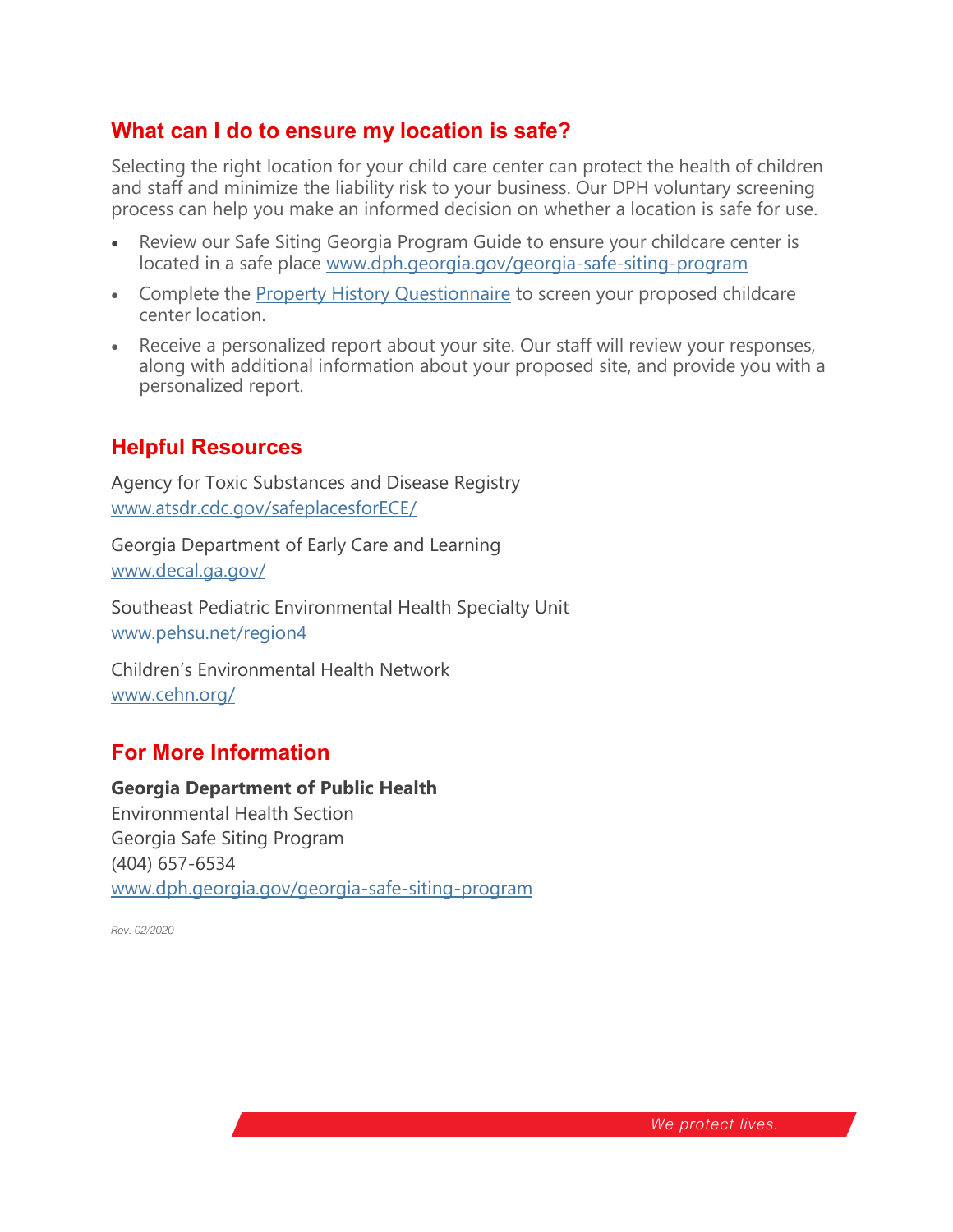## What can I do to ensure my location is safe?

Selecting the right location for your child care center can protect the health of children and staff and minimize the liability risk to your business. Our DPH voluntary screening process can help you make an informed decision on whether a location is safe for use.

- Review our Safe Siting Georgia Program Guide to ensure your childcare center is located in a safe place www.dph.georgia.gov/georgia-safe-siting-program
- Complete the Property History Questionnaire to screen your proposed childcare center location.
- Receive a personalized report about your site. Our staff will review your responses, along with additional information about your proposed site, and provide you with a personalized report.

## Helpful Resources

Agency for Toxic Substances and Disease Registry
www.atsdr.cdc.gov/safeplacesforECE/

Georgia Department of Early Care and Learning
www.decal.ga.gov/

Southeast Pediatric Environmental Health Specialty Unit
www.pehsu.net/region4

Children's Environmental Health Network
www.cehn.org/

## For More Information

**Georgia Department of Public Health**
Environmental Health Section
Georgia Safe Siting Program
(404) 657-6534
www.dph.georgia.gov/georgia-safe-siting-program

*Rev. 02/2020*

*We protect lives.*